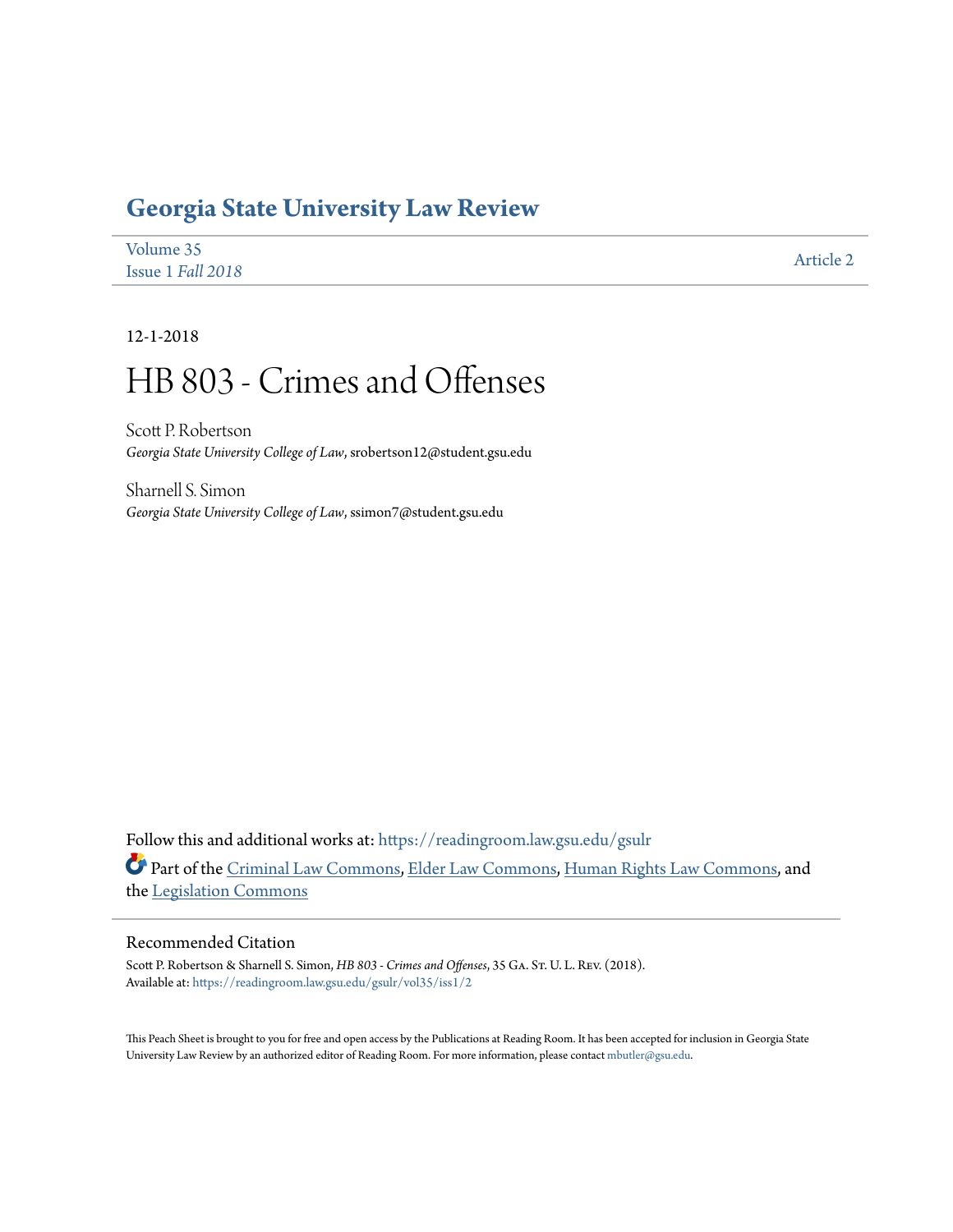# Georgia State University Law Review

Volume 35
Issue 1 *Fall 2018*

Article 2

12-1-2018

# HB 803 - Crimes and Offenses

Scott P. Robertson
*Georgia State University College of Law*, srobertson12@student.gsu.edu

Sharnell S. Simon
*Georgia State University College of Law*, ssimon7@student.gsu.edu

Follow this and additional works at: https://readingroom.law.gsu.edu/gsulr

Part of the Criminal Law Commons, Elder Law Commons, Human Rights Law Commons, and the Legislation Commons

## Recommended Citation

Scott P. Robertson & Sharnell S. Simon, *HB 803 - Crimes and Offenses*, 35 Ga. St. U. L. Rev. (2018).
Available at: https://readingroom.law.gsu.edu/gsulr/vol35/iss1/2

This Peach Sheet is brought to you for free and open access by the Publications at Reading Room. It has been accepted for inclusion in Georgia State University Law Review by an authorized editor of Reading Room. For more information, please contact mbutler@gsu.edu.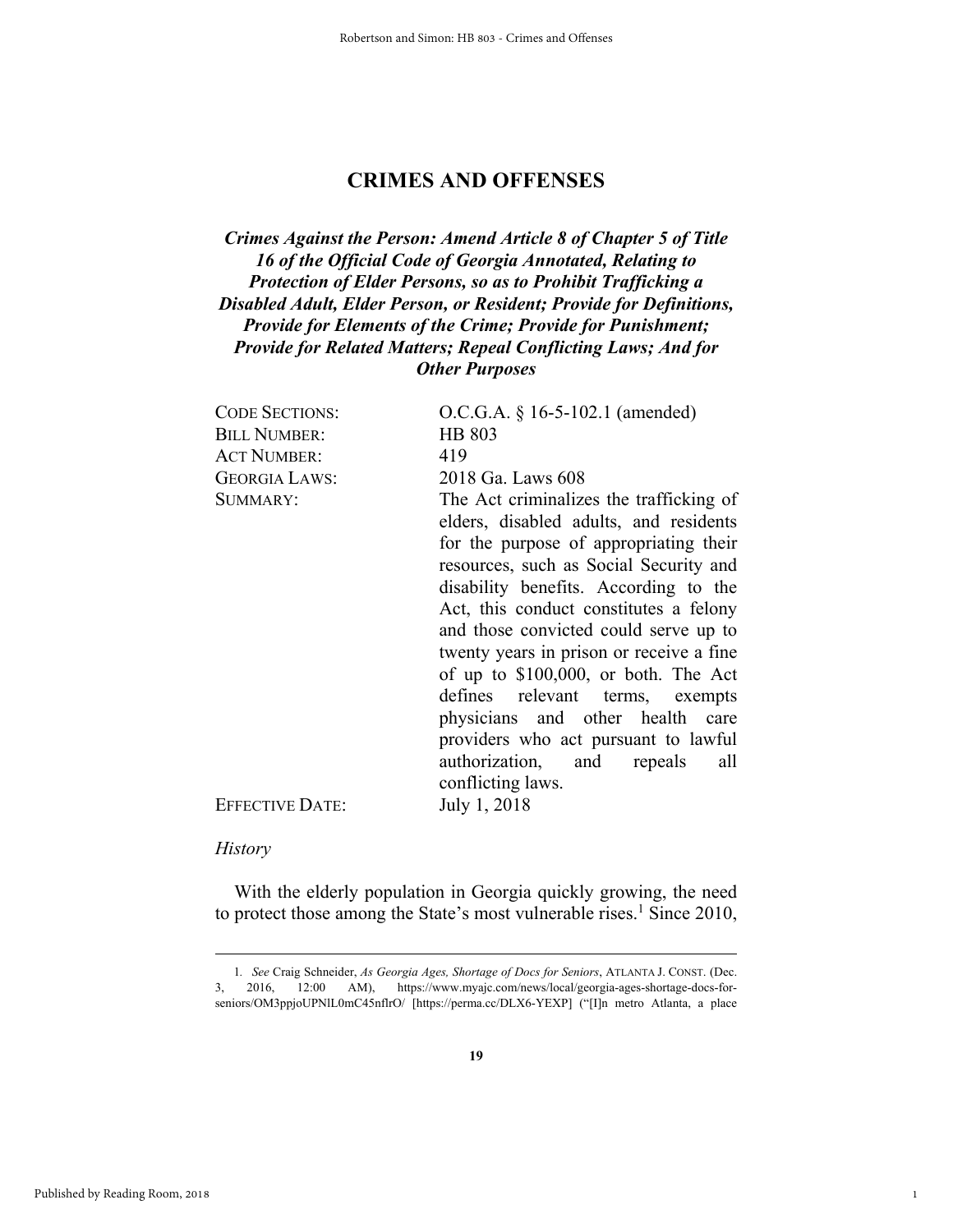# CRIMES AND OFFENSES

***Crimes Against the Person: Amend Article 8 of Chapter 5 of Title 16 of the Official Code of Georgia Annotated, Relating to Protection of Elder Persons, so as to Prohibit Trafficking a Disabled Adult, Elder Person, or Resident; Provide for Definitions, Provide for Elements of the Crime; Provide for Punishment; Provide for Related Matters; Repeal Conflicting Laws; And for Other Purposes***

| | |
|---|---|
| CODE SECTIONS: | O.C.G.A. § 16-5-102.1 (amended) |
| BILL NUMBER: | HB 803 |
| ACT NUMBER: | 419 |
| GEORGIA LAWS: | 2018 Ga. Laws 608 |
| SUMMARY: | The Act criminalizes the trafficking of elders, disabled adults, and residents for the purpose of appropriating their resources, such as Social Security and disability benefits. According to the Act, this conduct constitutes a felony and those convicted could serve up to twenty years in prison or receive a fine of up to $100,000, or both. The Act defines relevant terms, exempts physicians and other health care providers who act pursuant to lawful authorization, and repeals all conflicting laws. |
| EFFECTIVE DATE: | July 1, 2018 |

*History*

With the elderly population in Georgia quickly growing, the need to protect those among the State's most vulnerable rises.[1] Since 2010,

---

1. *See* Craig Schneider, *As Georgia Ages, Shortage of Docs for Seniors*, ATLANTA J. CONST. (Dec. 3, 2016, 12:00 AM), https://www.myajc.com/news/local/georgia-ages-shortage-docs-for-seniors/OM3ppjoUPNlL0mC45nflrO/ [https://perma.cc/DLX6-YEXP] ("[I]n metro Atlanta, a place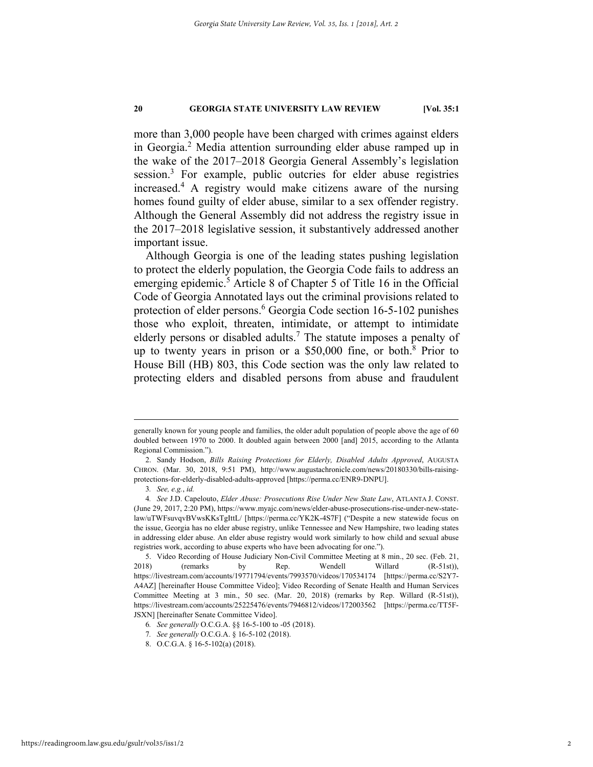more than 3,000 people have been charged with crimes against elders in Georgia.[2] Media attention surrounding elder abuse ramped up in the wake of the 2017–2018 Georgia General Assembly's legislation session.[3] For example, public outcries for elder abuse registries increased.[4] A registry would make citizens aware of the nursing homes found guilty of elder abuse, similar to a sex offender registry. Although the General Assembly did not address the registry issue in the 2017–2018 legislative session, it substantively addressed another important issue.

Although Georgia is one of the leading states pushing legislation to protect the elderly population, the Georgia Code fails to address an emerging epidemic.[5] Article 8 of Chapter 5 of Title 16 in the Official Code of Georgia Annotated lays out the criminal provisions related to protection of elder persons.[6] Georgia Code section 16-5-102 punishes those who exploit, threaten, intimidate, or attempt to intimidate elderly persons or disabled adults.[7] The statute imposes a penalty of up to twenty years in prison or a $50,000 fine, or both.[8] Prior to House Bill (HB) 803, this Code section was the only law related to protecting elders and disabled persons from abuse and fraudulent

---

generally known for young people and families, the older adult population of people above the age of 60 doubled between 1970 to 2000. It doubled again between 2000 [and] 2015, according to the Atlanta Regional Commission.").

2. Sandy Hodson, *Bills Raising Protections for Elderly, Disabled Adults Approved*, AUGUSTA CHRON. (Mar. 30, 2018, 9:51 PM), http://www.augustachronicle.com/news/20180330/bills-raising-protections-for-elderly-disabled-adults-approved [https://perma.cc/ENR9-DNPU].

3. *See, e.g.*, *id.*

4. *See* J.D. Capelouto, *Elder Abuse: Prosecutions Rise Under New State Law*, ATLANTA J. CONST. (June 29, 2017, 2:20 PM), https://www.myajc.com/news/elder-abuse-prosecutions-rise-under-new-state-law/uTWFsuvqvBVwsKKsTgIttL/ [https://perma.cc/YK2K-4S7F] ("Despite a new statewide focus on the issue, Georgia has no elder abuse registry, unlike Tennessee and New Hampshire, two leading states in addressing elder abuse. An elder abuse registry would work similarly to how child and sexual abuse registries work, according to abuse experts who have been advocating for one.").

5. Video Recording of House Judiciary Non-Civil Committee Meeting at 8 min., 20 sec. (Feb. 21, 2018) (remarks by Rep. Wendell Willard (R-51st)), https://livestream.com/accounts/19771794/events/7993570/videos/170534174 [https://perma.cc/S2Y7-A4AZ] [hereinafter House Committee Video]; Video Recording of Senate Health and Human Services Committee Meeting at 3 min., 50 sec. (Mar. 20, 2018) (remarks by Rep. Willard (R-51st)), https://livestream.com/accounts/25225476/events/7946812/videos/172003562 [https://perma.cc/TT5F-JSXN] [hereinafter Senate Committee Video].

6. *See generally* O.C.G.A. §§ 16-5-100 to -05 (2018).

7. *See generally* O.C.G.A. § 16-5-102 (2018).

8. O.C.G.A. § 16-5-102(a) (2018).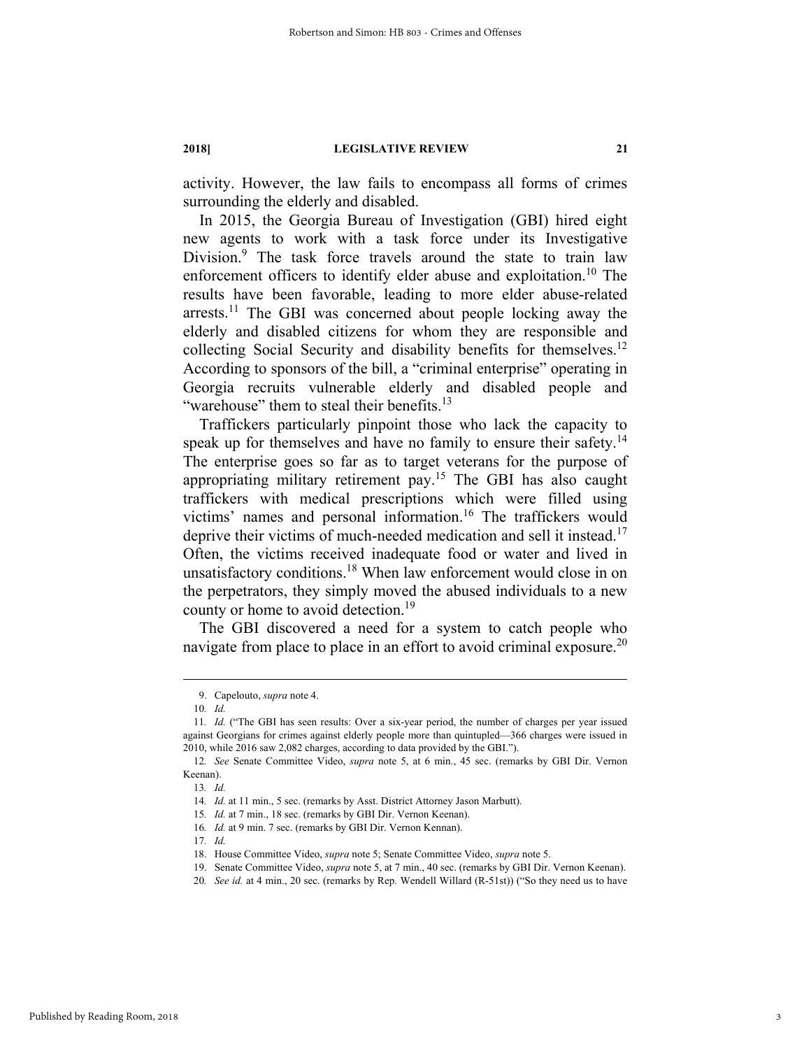activity. However, the law fails to encompass all forms of crimes surrounding the elderly and disabled.

In 2015, the Georgia Bureau of Investigation (GBI) hired eight new agents to work with a task force under its Investigative Division.[9] The task force travels around the state to train law enforcement officers to identify elder abuse and exploitation.[10] The results have been favorable, leading to more elder abuse-related arrests.[11] The GBI was concerned about people locking away the elderly and disabled citizens for whom they are responsible and collecting Social Security and disability benefits for themselves.[12] According to sponsors of the bill, a "criminal enterprise" operating in Georgia recruits vulnerable elderly and disabled people and "warehouse" them to steal their benefits.[13]

Traffickers particularly pinpoint those who lack the capacity to speak up for themselves and have no family to ensure their safety.[14] The enterprise goes so far as to target veterans for the purpose of appropriating military retirement pay.[15] The GBI has also caught traffickers with medical prescriptions which were filled using victims' names and personal information.[16] The traffickers would deprive their victims of much-needed medication and sell it instead.[17] Often, the victims received inadequate food or water and lived in unsatisfactory conditions.[18] When law enforcement would close in on the perpetrators, they simply moved the abused individuals to a new county or home to avoid detection.[19]

The GBI discovered a need for a system to catch people who navigate from place to place in an effort to avoid criminal exposure.[20]

---

9. Capelouto, *supra* note 4.

10. *Id.*

11. *Id.* ("The GBI has seen results: Over a six-year period, the number of charges per year issued against Georgians for crimes against elderly people more than quintupled—366 charges were issued in 2010, while 2016 saw 2,082 charges, according to data provided by the GBI.").

12. *See* Senate Committee Video, *supra* note 5, at 6 min., 45 sec. (remarks by GBI Dir. Vernon Keenan).

13. *Id.*

14. *Id.* at 11 min., 5 sec. (remarks by Asst. District Attorney Jason Marbutt).

15. *Id.* at 7 min., 18 sec. (remarks by GBI Dir. Vernon Keenan).

16. *Id.* at 9 min. 7 sec. (remarks by GBI Dir. Vernon Kennan).

17. *Id.*

18. House Committee Video, *supra* note 5; Senate Committee Video, *supra* note 5.

19. Senate Committee Video, *supra* note 5, at 7 min., 40 sec. (remarks by GBI Dir. Vernon Keenan).

20. *See id.* at 4 min., 20 sec. (remarks by Rep. Wendell Willard (R-51st)) ("So they need us to have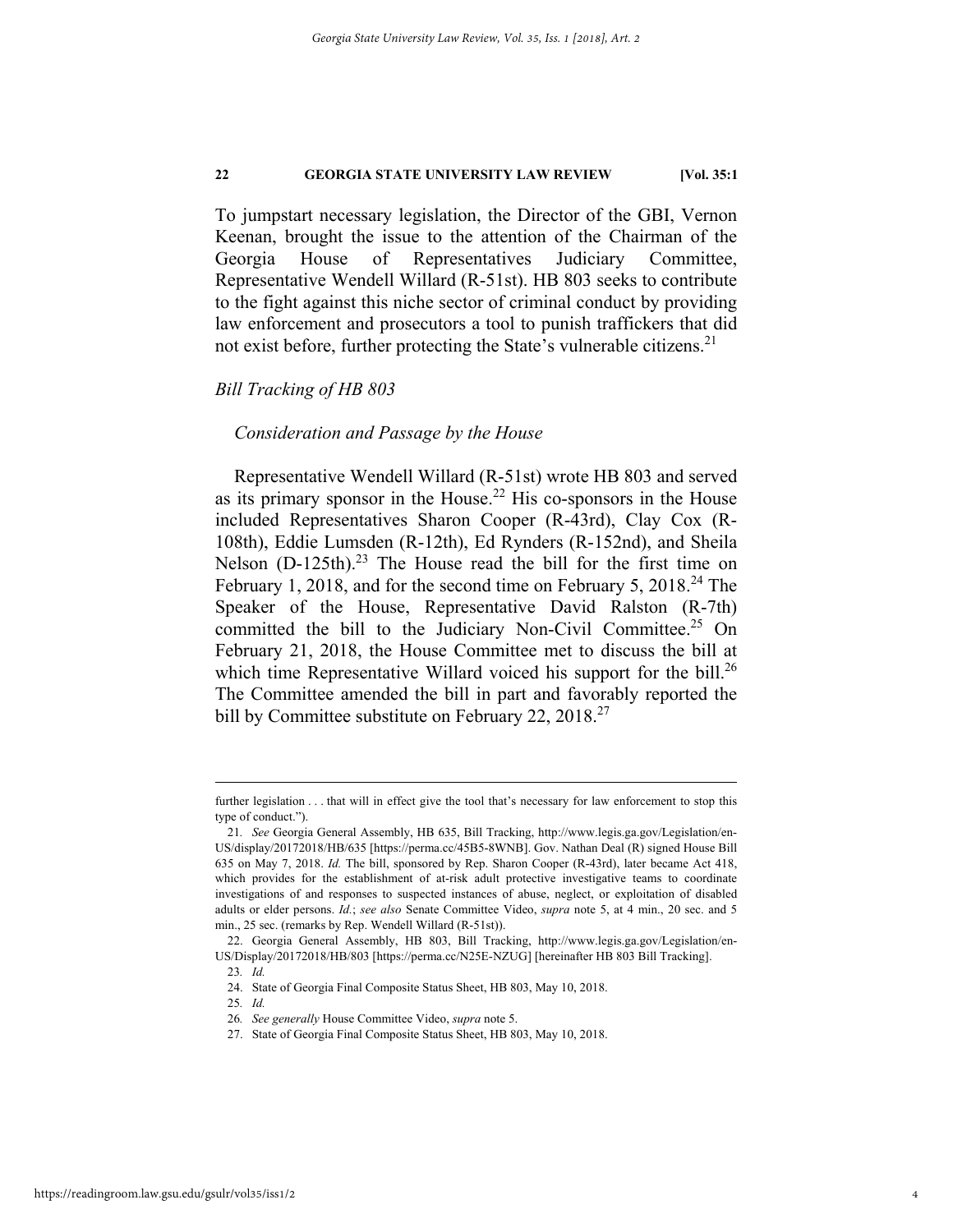To jumpstart necessary legislation, the Director of the GBI, Vernon Keenan, brought the issue to the attention of the Chairman of the Georgia House of Representatives Judiciary Committee, Representative Wendell Willard (R-51st). HB 803 seeks to contribute to the fight against this niche sector of criminal conduct by providing law enforcement and prosecutors a tool to punish traffickers that did not exist before, further protecting the State's vulnerable citizens.[21]

### *Bill Tracking of HB 803*

#### *Consideration and Passage by the House*

Representative Wendell Willard (R-51st) wrote HB 803 and served as its primary sponsor in the House.[22] His co-sponsors in the House included Representatives Sharon Cooper (R-43rd), Clay Cox (R-108th), Eddie Lumsden (R-12th), Ed Rynders (R-152nd), and Sheila Nelson (D-125th).[23] The House read the bill for the first time on February 1, 2018, and for the second time on February 5, 2018.[24] The Speaker of the House, Representative David Ralston (R-7th) committed the bill to the Judiciary Non-Civil Committee.[25] On February 21, 2018, the House Committee met to discuss the bill at which time Representative Willard voiced his support for the bill.[26] The Committee amended the bill in part and favorably reported the bill by Committee substitute on February 22, 2018.[27]

---

further legislation . . . that will in effect give the tool that's necessary for law enforcement to stop this type of conduct.").

21. *See* Georgia General Assembly, HB 635, Bill Tracking, http://www.legis.ga.gov/Legislation/en-US/display/20172018/HB/635 [https://perma.cc/45B5-8WNB]. Gov. Nathan Deal (R) signed House Bill 635 on May 7, 2018. *Id.* The bill, sponsored by Rep. Sharon Cooper (R-43rd), later became Act 418, which provides for the establishment of at-risk adult protective investigative teams to coordinate investigations of and responses to suspected instances of abuse, neglect, or exploitation of disabled adults or elder persons. *Id.*; *see also* Senate Committee Video, *supra* note 5, at 4 min., 20 sec. and 5 min., 25 sec. (remarks by Rep. Wendell Willard (R-51st)).

22. Georgia General Assembly, HB 803, Bill Tracking, http://www.legis.ga.gov/Legislation/en-US/Display/20172018/HB/803 [https://perma.cc/N25E-NZUG] [hereinafter HB 803 Bill Tracking].

23. *Id.*

24. State of Georgia Final Composite Status Sheet, HB 803, May 10, 2018.

25. *Id.*

26. *See generally* House Committee Video, *supra* note 5.

27. State of Georgia Final Composite Status Sheet, HB 803, May 10, 2018.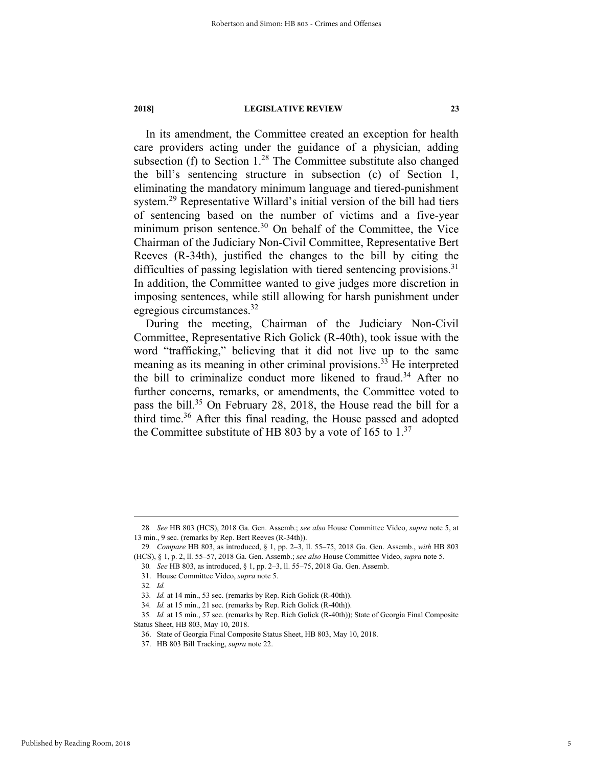In its amendment, the Committee created an exception for health care providers acting under the guidance of a physician, adding subsection (f) to Section 1.[28] The Committee substitute also changed the bill's sentencing structure in subsection (c) of Section 1, eliminating the mandatory minimum language and tiered-punishment system.[29] Representative Willard's initial version of the bill had tiers of sentencing based on the number of victims and a five-year minimum prison sentence.[30] On behalf of the Committee, the Vice Chairman of the Judiciary Non-Civil Committee, Representative Bert Reeves (R-34th), justified the changes to the bill by citing the difficulties of passing legislation with tiered sentencing provisions.[31] In addition, the Committee wanted to give judges more discretion in imposing sentences, while still allowing for harsh punishment under egregious circumstances.[32]

During the meeting, Chairman of the Judiciary Non-Civil Committee, Representative Rich Golick (R-40th), took issue with the word "trafficking," believing that it did not live up to the same meaning as its meaning in other criminal provisions.[33] He interpreted the bill to criminalize conduct more likened to fraud.[34] After no further concerns, remarks, or amendments, the Committee voted to pass the bill.[35] On February 28, 2018, the House read the bill for a third time.[36] After this final reading, the House passed and adopted the Committee substitute of HB 803 by a vote of 165 to 1.[37]

---

28. *See* HB 803 (HCS), 2018 Ga. Gen. Assemb.; *see also* House Committee Video, *supra* note 5, at 13 min., 9 sec. (remarks by Rep. Bert Reeves (R-34th)).

29. *Compare* HB 803, as introduced, § 1, pp. 2–3, ll. 55–75, 2018 Ga. Gen. Assemb., *with* HB 803 (HCS), § 1, p. 2, ll. 55–57, 2018 Ga. Gen. Assemb.; *see also* House Committee Video, *supra* note 5.

30. *See* HB 803, as introduced, § 1, pp. 2–3, ll. 55–75, 2018 Ga. Gen. Assemb.

31. House Committee Video, *supra* note 5.

32. *Id.*

33. *Id.* at 14 min., 53 sec. (remarks by Rep. Rich Golick (R-40th)).

34. *Id.* at 15 min., 21 sec. (remarks by Rep. Rich Golick (R-40th)).

35. *Id.* at 15 min., 57 sec. (remarks by Rep. Rich Golick (R-40th)); State of Georgia Final Composite Status Sheet, HB 803, May 10, 2018.

36. State of Georgia Final Composite Status Sheet, HB 803, May 10, 2018.

37. HB 803 Bill Tracking, *supra* note 22.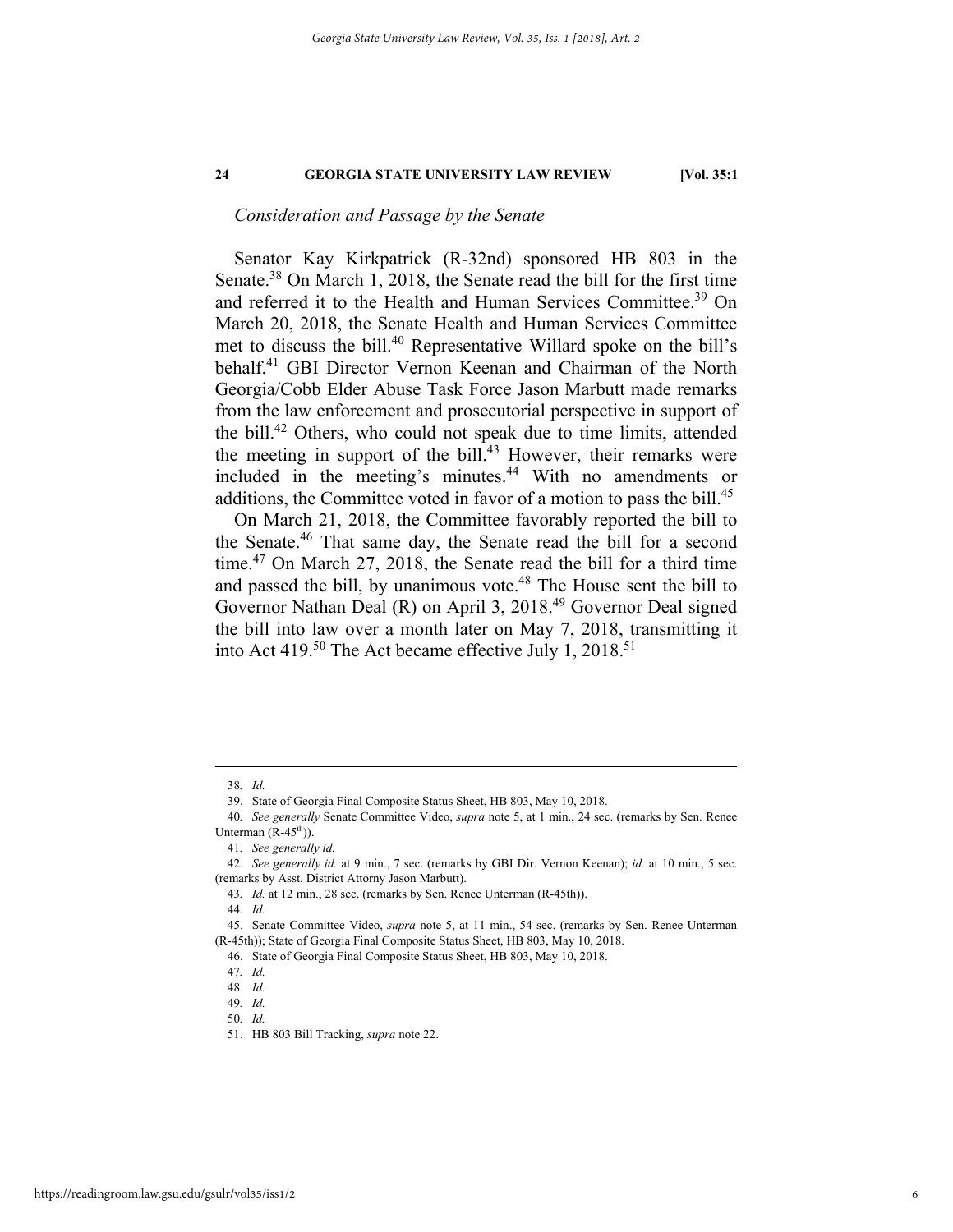*Consideration and Passage by the Senate*

Senator Kay Kirkpatrick (R-32nd) sponsored HB 803 in the Senate.[38] On March 1, 2018, the Senate read the bill for the first time and referred it to the Health and Human Services Committee.[39] On March 20, 2018, the Senate Health and Human Services Committee met to discuss the bill.[40] Representative Willard spoke on the bill's behalf.[41] GBI Director Vernon Keenan and Chairman of the North Georgia/Cobb Elder Abuse Task Force Jason Marbutt made remarks from the law enforcement and prosecutorial perspective in support of the bill.[42] Others, who could not speak due to time limits, attended the meeting in support of the bill.[43] However, their remarks were included in the meeting's minutes.[44] With no amendments or additions, the Committee voted in favor of a motion to pass the bill.[45]

On March 21, 2018, the Committee favorably reported the bill to the Senate.[46] That same day, the Senate read the bill for a second time.[47] On March 27, 2018, the Senate read the bill for a third time and passed the bill, by unanimous vote.[48] The House sent the bill to Governor Nathan Deal (R) on April 3, 2018.[49] Governor Deal signed the bill into law over a month later on May 7, 2018, transmitting it into Act 419.[50] The Act became effective July 1, 2018.[51]

---

38. *Id.*

39. State of Georgia Final Composite Status Sheet, HB 803, May 10, 2018.

40. *See generally* Senate Committee Video, *supra* note 5, at 1 min., 24 sec. (remarks by Sen. Renee Unterman (R-45th)).

41. *See generally id.*

42. *See generally id.* at 9 min., 7 sec. (remarks by GBI Dir. Vernon Keenan); *id.* at 10 min., 5 sec. (remarks by Asst. District Attorny Jason Marbutt).

43. *Id.* at 12 min., 28 sec. (remarks by Sen. Renee Unterman (R-45th)).

44. *Id.*

45. Senate Committee Video, *supra* note 5, at 11 min., 54 sec. (remarks by Sen. Renee Unterman (R-45th)); State of Georgia Final Composite Status Sheet, HB 803, May 10, 2018.

46. State of Georgia Final Composite Status Sheet, HB 803, May 10, 2018.

47. *Id.*

48. *Id.*

49. *Id.*

50. *Id.*

51. HB 803 Bill Tracking, *supra* note 22.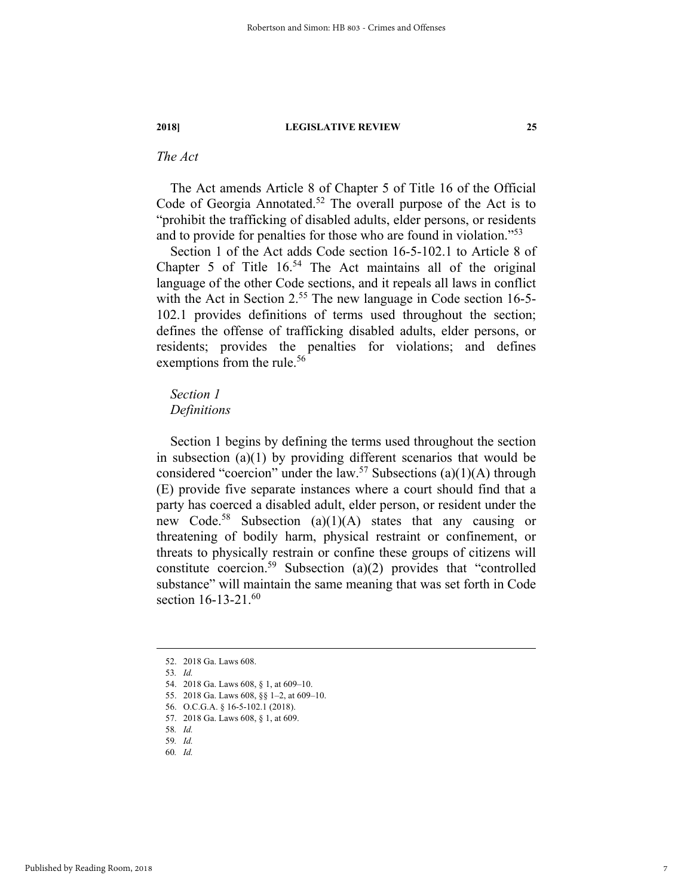*The Act*

The Act amends Article 8 of Chapter 5 of Title 16 of the Official Code of Georgia Annotated.[52] The overall purpose of the Act is to "prohibit the trafficking of disabled adults, elder persons, or residents and to provide for penalties for those who are found in violation."[53]

Section 1 of the Act adds Code section 16-5-102.1 to Article 8 of Chapter 5 of Title 16.[54] The Act maintains all of the original language of the other Code sections, and it repeals all laws in conflict with the Act in Section 2.[55] The new language in Code section 16-5-102.1 provides definitions of terms used throughout the section; defines the offense of trafficking disabled adults, elder persons, or residents; provides the penalties for violations; and defines exemptions from the rule.[56]

*Section 1*
*Definitions*

Section 1 begins by defining the terms used throughout the section in subsection (a)(1) by providing different scenarios that would be considered "coercion" under the law.[57] Subsections (a)(1)(A) through (E) provide five separate instances where a court should find that a party has coerced a disabled adult, elder person, or resident under the new Code.[58] Subsection (a)(1)(A) states that any causing or threatening of bodily harm, physical restraint or confinement, or threats to physically restrain or confine these groups of citizens will constitute coercion.[59] Subsection (a)(2) provides that "controlled substance" will maintain the same meaning that was set forth in Code section 16-13-21.[60]

---

52. 2018 Ga. Laws 608.
53. *Id.*
54. 2018 Ga. Laws 608, § 1, at 609–10.
55. 2018 Ga. Laws 608, §§ 1–2, at 609–10.
56. O.C.G.A. § 16-5-102.1 (2018).
57. 2018 Ga. Laws 608, § 1, at 609.
58. *Id.*
59. *Id.*
60. *Id.*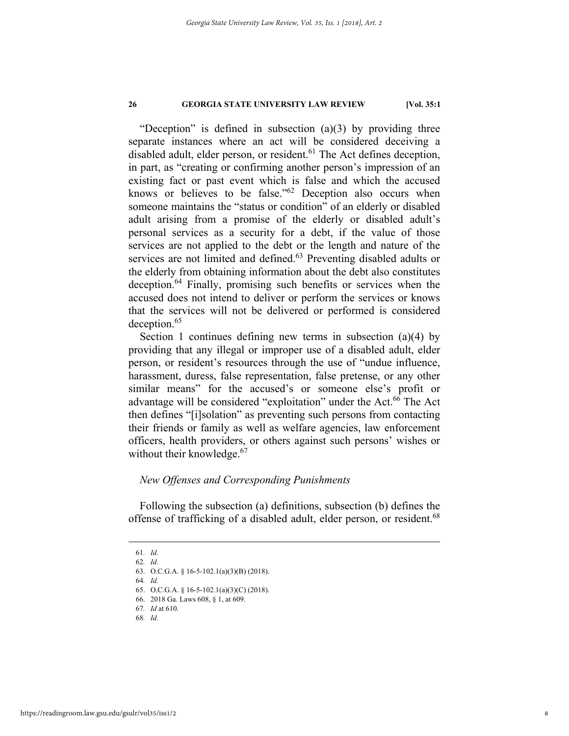"Deception" is defined in subsection (a)(3) by providing three separate instances where an act will be considered deceiving a disabled adult, elder person, or resident.[61] The Act defines deception, in part, as "creating or confirming another person's impression of an existing fact or past event which is false and which the accused knows or believes to be false."[62] Deception also occurs when someone maintains the "status or condition" of an elderly or disabled adult arising from a promise of the elderly or disabled adult's personal services as a security for a debt, if the value of those services are not applied to the debt or the length and nature of the services are not limited and defined.[63] Preventing disabled adults or the elderly from obtaining information about the debt also constitutes deception.[64] Finally, promising such benefits or services when the accused does not intend to deliver or perform the services or knows that the services will not be delivered or performed is considered deception.[65]

Section 1 continues defining new terms in subsection (a)(4) by providing that any illegal or improper use of a disabled adult, elder person, or resident's resources through the use of "undue influence, harassment, duress, false representation, false pretense, or any other similar means" for the accused's or someone else's profit or advantage will be considered "exploitation" under the Act.[66] The Act then defines "[i]solation" as preventing such persons from contacting their friends or family as well as welfare agencies, law enforcement officers, health providers, or others against such persons' wishes or without their knowledge.[67]

### *New Offenses and Corresponding Punishments*

Following the subsection (a) definitions, subsection (b) defines the offense of trafficking of a disabled adult, elder person, or resident.[68]

---

61. *Id.*
62. *Id.*
63. O.C.G.A. § 16-5-102.1(a)(3)(B) (2018).
64. *Id.*
65. O.C.G.A. § 16-5-102.1(a)(3)(C) (2018).
66. 2018 Ga. Laws 608, § 1, at 609.
67. *Id* at 610*.*
68. *Id.*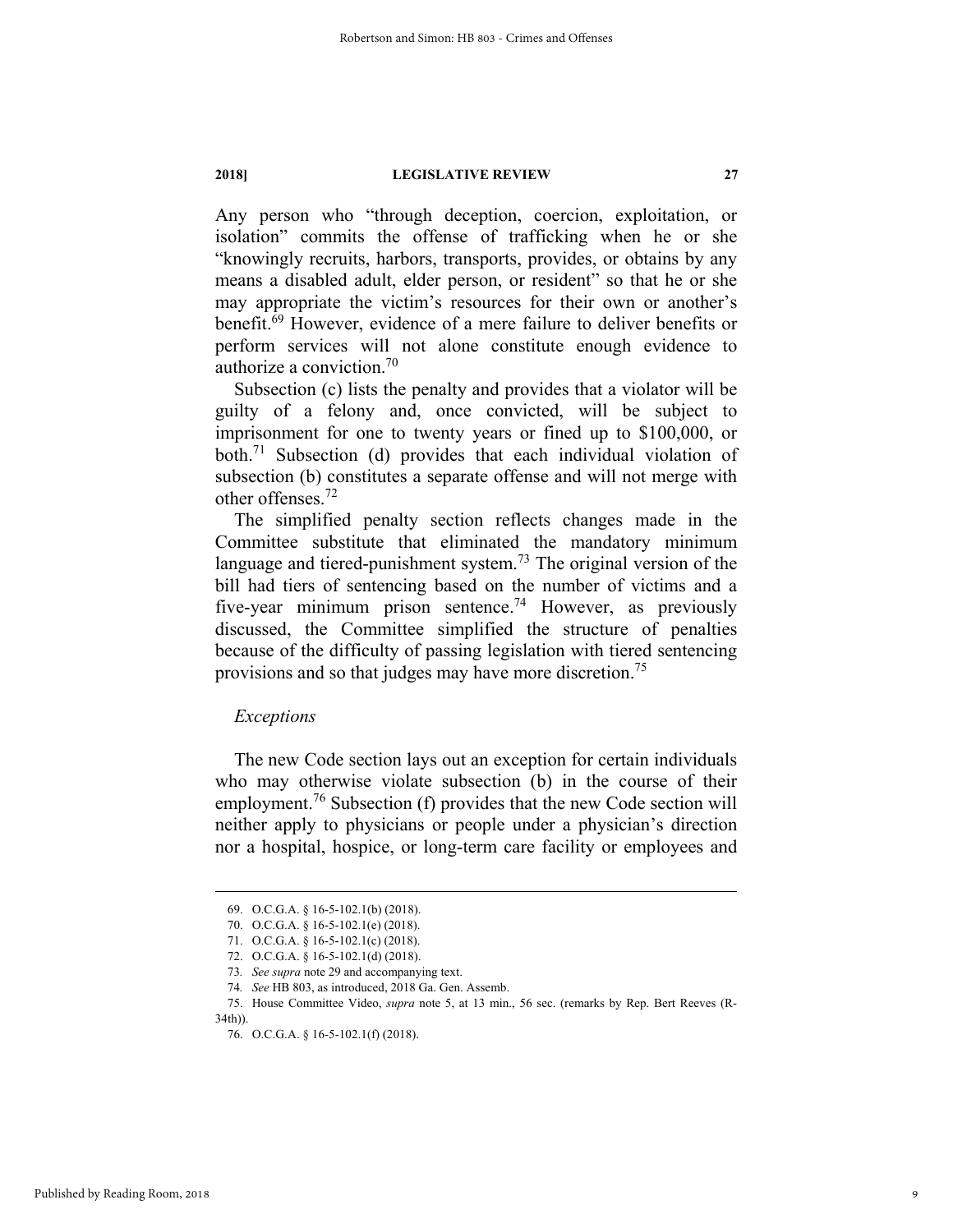Any person who "through deception, coercion, exploitation, or isolation" commits the offense of trafficking when he or she "knowingly recruits, harbors, transports, provides, or obtains by any means a disabled adult, elder person, or resident" so that he or she may appropriate the victim's resources for their own or another's benefit.[69] However, evidence of a mere failure to deliver benefits or perform services will not alone constitute enough evidence to authorize a conviction.[70]

Subsection (c) lists the penalty and provides that a violator will be guilty of a felony and, once convicted, will be subject to imprisonment for one to twenty years or fined up to $100,000, or both.[71] Subsection (d) provides that each individual violation of subsection (b) constitutes a separate offense and will not merge with other offenses.[72]

The simplified penalty section reflects changes made in the Committee substitute that eliminated the mandatory minimum language and tiered-punishment system.[73] The original version of the bill had tiers of sentencing based on the number of victims and a five-year minimum prison sentence.[74] However, as previously discussed, the Committee simplified the structure of penalties because of the difficulty of passing legislation with tiered sentencing provisions and so that judges may have more discretion.[75]

*Exceptions*

The new Code section lays out an exception for certain individuals who may otherwise violate subsection (b) in the course of their employment.[76] Subsection (f) provides that the new Code section will neither apply to physicians or people under a physician's direction nor a hospital, hospice, or long-term care facility or employees and

---

69. O.C.G.A. § 16-5-102.1(b) (2018).

70. O.C.G.A. § 16-5-102.1(e) (2018).

71. O.C.G.A. § 16-5-102.1(c) (2018).

72. O.C.G.A. § 16-5-102.1(d) (2018).

73. *See supra* note 29 and accompanying text.

74. *See* HB 803, as introduced, 2018 Ga. Gen. Assemb.

75. House Committee Video, *supra* note 5, at 13 min., 56 sec. (remarks by Rep. Bert Reeves (R-34th)).

76. O.C.G.A. § 16-5-102.1(f) (2018).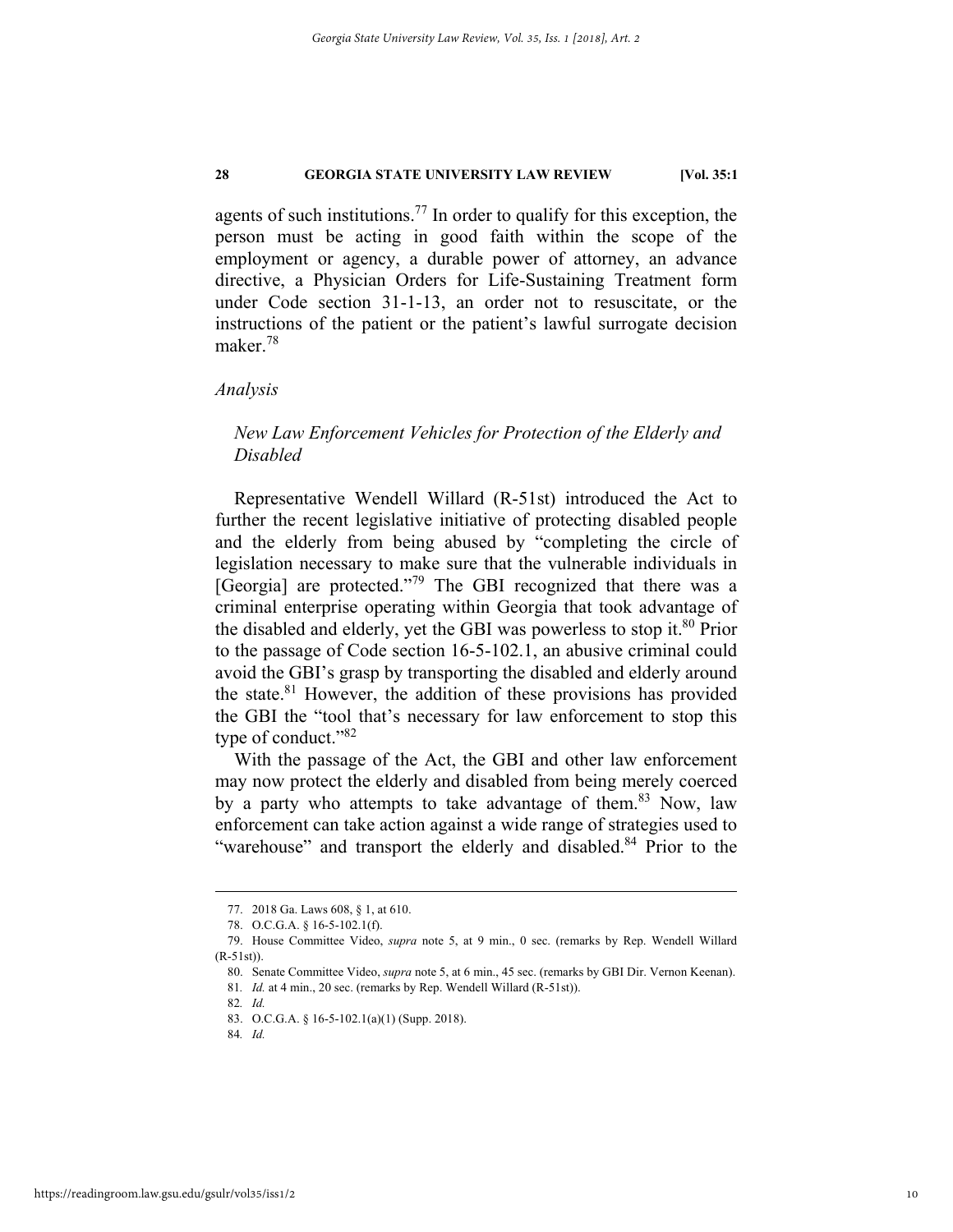agents of such institutions.[77] In order to qualify for this exception, the person must be acting in good faith within the scope of the employment or agency, a durable power of attorney, an advance directive, a Physician Orders for Life-Sustaining Treatment form under Code section 31-1-13, an order not to resuscitate, or the instructions of the patient or the patient's lawful surrogate decision maker.[78]

*Analysis*

*New Law Enforcement Vehicles for Protection of the Elderly and Disabled*

Representative Wendell Willard (R-51st) introduced the Act to further the recent legislative initiative of protecting disabled people and the elderly from being abused by "completing the circle of legislation necessary to make sure that the vulnerable individuals in [Georgia] are protected."[79] The GBI recognized that there was a criminal enterprise operating within Georgia that took advantage of the disabled and elderly, yet the GBI was powerless to stop it.[80] Prior to the passage of Code section 16-5-102.1, an abusive criminal could avoid the GBI's grasp by transporting the disabled and elderly around the state.[81] However, the addition of these provisions has provided the GBI the "tool that's necessary for law enforcement to stop this type of conduct."[82]

With the passage of the Act, the GBI and other law enforcement may now protect the elderly and disabled from being merely coerced by a party who attempts to take advantage of them.[83] Now, law enforcement can take action against a wide range of strategies used to "warehouse" and transport the elderly and disabled.[84] Prior to the

---

77. 2018 Ga. Laws 608, § 1, at 610.

78. O.C.G.A. § 16-5-102.1(f).

79. House Committee Video, *supra* note 5, at 9 min., 0 sec. (remarks by Rep. Wendell Willard (R-51st)).

80. Senate Committee Video, *supra* note 5, at 6 min., 45 sec. (remarks by GBI Dir. Vernon Keenan).

81. *Id.* at 4 min., 20 sec. (remarks by Rep. Wendell Willard (R-51st)).

82. *Id.*

83. O.C.G.A. § 16-5-102.1(a)(1) (Supp. 2018).

84. *Id.*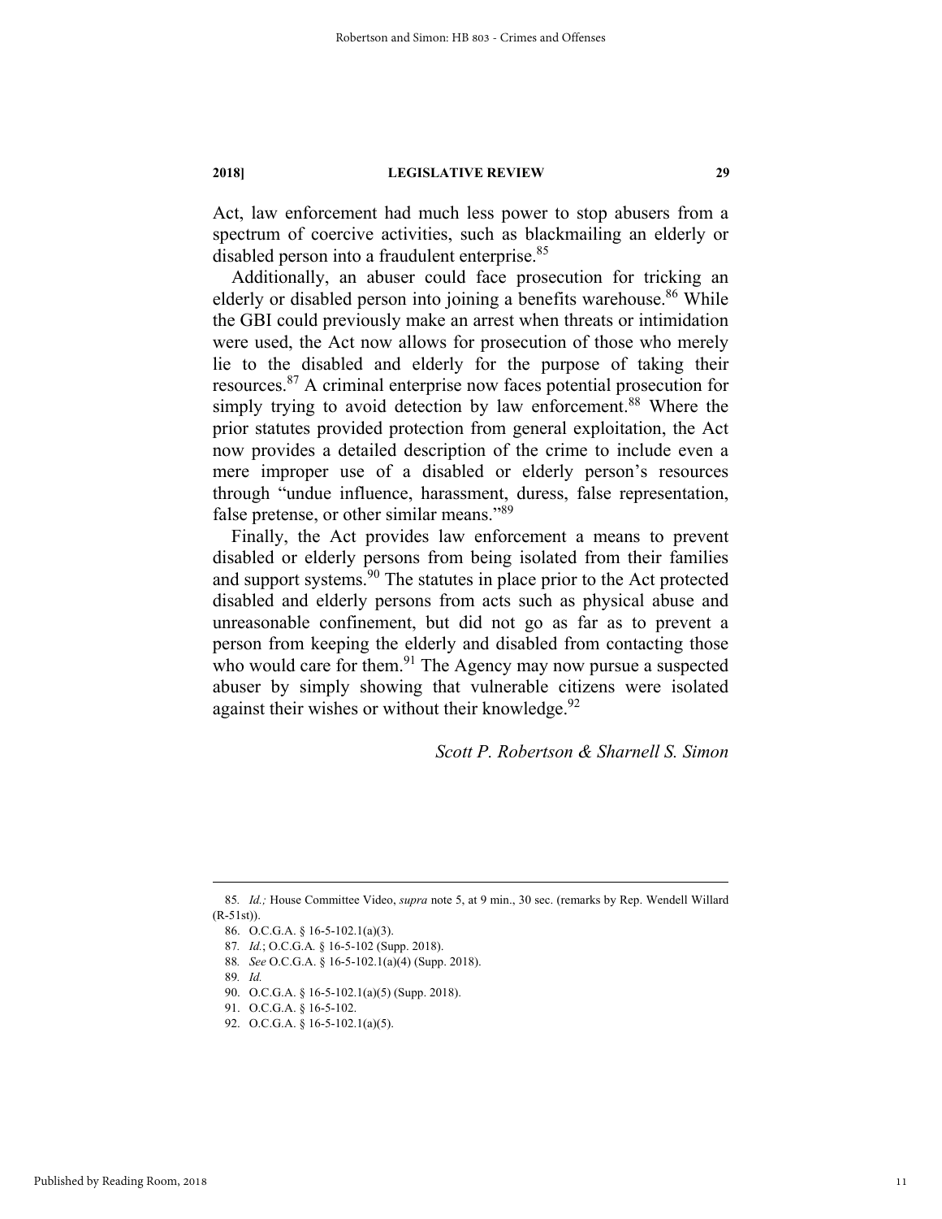Act, law enforcement had much less power to stop abusers from a spectrum of coercive activities, such as blackmailing an elderly or disabled person into a fraudulent enterprise.[85]

Additionally, an abuser could face prosecution for tricking an elderly or disabled person into joining a benefits warehouse.[86] While the GBI could previously make an arrest when threats or intimidation were used, the Act now allows for prosecution of those who merely lie to the disabled and elderly for the purpose of taking their resources.[87] A criminal enterprise now faces potential prosecution for simply trying to avoid detection by law enforcement.[88] Where the prior statutes provided protection from general exploitation, the Act now provides a detailed description of the crime to include even a mere improper use of a disabled or elderly person's resources through "undue influence, harassment, duress, false representation, false pretense, or other similar means."[89]

Finally, the Act provides law enforcement a means to prevent disabled or elderly persons from being isolated from their families and support systems.[90] The statutes in place prior to the Act protected disabled and elderly persons from acts such as physical abuse and unreasonable confinement, but did not go as far as to prevent a person from keeping the elderly and disabled from contacting those who would care for them.[91] The Agency may now pursue a suspected abuser by simply showing that vulnerable citizens were isolated against their wishes or without their knowledge.[92]

*Scott P. Robertson & Sharnell S. Simon*

---

85. *Id.;* House Committee Video, *supra* note 5, at 9 min., 30 sec. (remarks by Rep. Wendell Willard (R-51st)).

86. O.C.G.A. § 16-5-102.1(a)(3).

87. *Id.*; O.C.G.A. § 16-5-102 (Supp. 2018).

88. *See* O.C.G.A. § 16-5-102.1(a)(4) (Supp. 2018).

89. *Id.*

90. O.C.G.A. § 16-5-102.1(a)(5) (Supp. 2018).

91. O.C.G.A. § 16-5-102.

92. O.C.G.A. § 16-5-102.1(a)(5).